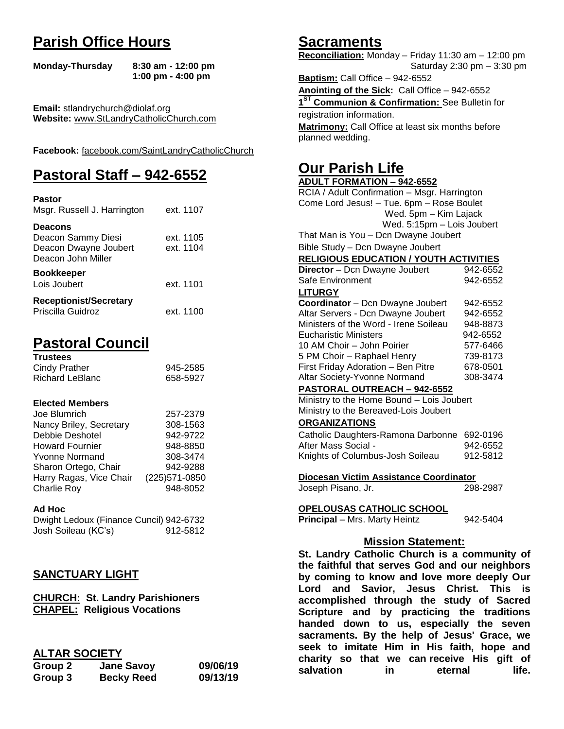# Parish Office Hours

**Monday-Thursday 8:30 am - 12:00 pm**
**1:00 pm - 4:00 pm**

**Email:** stlandrychurch@diolaf.org
**Website:** www.StLandryCatholicChurch.com

**Facebook:** facebook.com/SaintLandryCatholicChurch

# Pastoral Staff – 942-6552

**Pastor**
Msgr. Russell J. Harrington ext. 1107

**Deacons**
Deacon Sammy Diesi ext. 1105
Deacon Dwayne Joubert ext. 1104
Deacon John Miller

**Bookkeeper**
Lois Joubert ext. 1101

**Receptionist/Secretary**
Priscilla Guidroz ext. 1100

# Pastoral Council

**Trustees**

| | |
|---|---|
| Cindy Prather | 945-2585 |
| Richard LeBlanc | 658-5927 |

**Elected Members**

| | |
|---|---|
| Joe Blumrich | 257-2379 |
| Nancy Briley, Secretary | 308-1563 |
| Debbie Deshotel | 942-9722 |
| Howard Fournier | 948-8850 |
| Yvonne Normand | 308-3474 |
| Sharon Ortego, Chair | 942-9288 |
| Harry Ragas, Vice Chair | (225)571-0850 |
| Charlie Roy | 948-8052 |

**Ad Hoc**

| | |
|---|---|
| Dwight Ledoux (Finance Cuncil) | 942-6732 |
| Josh Soileau (KC's) | 912-5812 |

## SANCTUARY LIGHT

**CHURCH: St. Landry Parishioners**
**CHAPEL: Religious Vocations**

## ALTAR SOCIETY

| | | |
|---|---|---|
| **Group 2** | **Jane Savoy** | **09/06/19** |
| **Group 3** | **Becky Reed** | **09/13/19** |

# Sacraments

**Reconciliation:** Monday – Friday 11:30 am – 12:00 pm
Saturday 2:30 pm – 3:30 pm

**Baptism:** Call Office – 942-6552

**Anointing of the Sick:** Call Office – 942-6552

**1ST Communion & Confirmation:** See Bulletin for registration information.

**Matrimony:** Call Office at least six months before planned wedding.

# Our Parish Life

**ADULT FORMATION – 942-6552**

RCIA / Adult Confirmation – Msgr. Harrington
Come Lord Jesus! – Tue. 6pm – Rose Boulet
Wed. 5pm – Kim Lajack
Wed. 5:15pm – Lois Joubert
That Man is You – Dcn Dwayne Joubert
Bible Study – Dcn Dwayne Joubert

**RELIGIOUS EDUCATION / YOUTH ACTIVITIES**

| | |
|---|---|
| **Director** – Dcn Dwayne Joubert | 942-6552 |
| Safe Environment | 942-6552 |

**LITURGY**

| | |
|---|---|
| **Coordinator** – Dcn Dwayne Joubert | 942-6552 |
| Altar Servers - Dcn Dwayne Joubert | 942-6552 |
| Ministers of the Word - Irene Soileau | 948-8873 |
| Eucharistic Ministers | 942-6552 |
| 10 AM Choir – John Poirier | 577-6466 |
| 5 PM Choir – Raphael Henry | 739-8173 |
| First Friday Adoration – Ben Pitre | 678-0501 |
| Altar Society-Yvonne Normand | 308-3474 |

**PASTORAL OUTREACH – 942-6552**

Ministry to the Home Bound – Lois Joubert
Ministry to the Bereaved-Lois Joubert

**ORGANIZATIONS**

| | |
|---|---|
| Catholic Daughters-Ramona Darbonne | 692-0196 |
| After Mass Social - | 942-6552 |
| Knights of Columbus-Josh Soileau | 912-5812 |

**Diocesan Victim Assistance Coordinator**
Joseph Pisano, Jr. 298-2987

**OPELOUSAS CATHOLIC SCHOOL**
**Principal** – Mrs. Marty Heintz 942-5404

## Mission Statement:

**St. Landry Catholic Church is a community of the faithful that serves God and our neighbors by coming to know and love more deeply Our Lord and Savior, Jesus Christ. This is accomplished through the study of Sacred Scripture and by practicing the traditions handed down to us, especially the seven sacraments. By the help of Jesus' Grace, we seek to imitate Him in His faith, hope and charity so that we can receive His gift of salvation in eternal life.**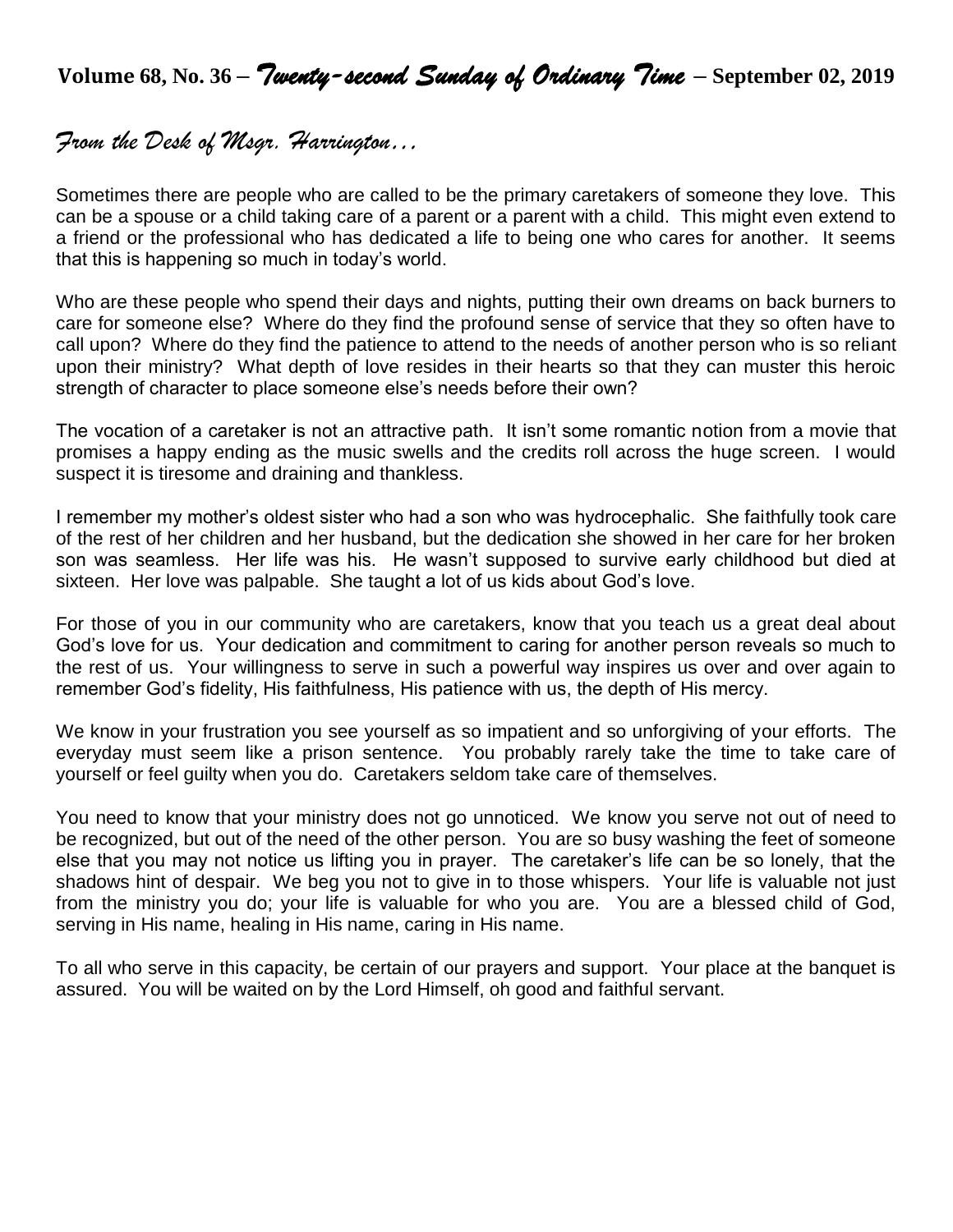# Volume 68, No. 36 – *Twenty-second Sunday of Ordinary Time* – September 02, 2019

## *From the Desk of Msgr. Harrington…*

Sometimes there are people who are called to be the primary caretakers of someone they love. This can be a spouse or a child taking care of a parent or a parent with a child. This might even extend to a friend or the professional who has dedicated a life to being one who cares for another. It seems that this is happening so much in today's world.

Who are these people who spend their days and nights, putting their own dreams on back burners to care for someone else? Where do they find the profound sense of service that they so often have to call upon? Where do they find the patience to attend to the needs of another person who is so reliant upon their ministry? What depth of love resides in their hearts so that they can muster this heroic strength of character to place someone else's needs before their own?

The vocation of a caretaker is not an attractive path. It isn't some romantic notion from a movie that promises a happy ending as the music swells and the credits roll across the huge screen. I would suspect it is tiresome and draining and thankless.

I remember my mother's oldest sister who had a son who was hydrocephalic. She faithfully took care of the rest of her children and her husband, but the dedication she showed in her care for her broken son was seamless. Her life was his. He wasn't supposed to survive early childhood but died at sixteen. Her love was palpable. She taught a lot of us kids about God's love.

For those of you in our community who are caretakers, know that you teach us a great deal about God's love for us. Your dedication and commitment to caring for another person reveals so much to the rest of us. Your willingness to serve in such a powerful way inspires us over and over again to remember God's fidelity, His faithfulness, His patience with us, the depth of His mercy.

We know in your frustration you see yourself as so impatient and so unforgiving of your efforts. The everyday must seem like a prison sentence. You probably rarely take the time to take care of yourself or feel guilty when you do. Caretakers seldom take care of themselves.

You need to know that your ministry does not go unnoticed. We know you serve not out of need to be recognized, but out of the need of the other person. You are so busy washing the feet of someone else that you may not notice us lifting you in prayer. The caretaker's life can be so lonely, that the shadows hint of despair. We beg you not to give in to those whispers. Your life is valuable not just from the ministry you do; your life is valuable for who you are. You are a blessed child of God, serving in His name, healing in His name, caring in His name.

To all who serve in this capacity, be certain of our prayers and support. Your place at the banquet is assured. You will be waited on by the Lord Himself, oh good and faithful servant.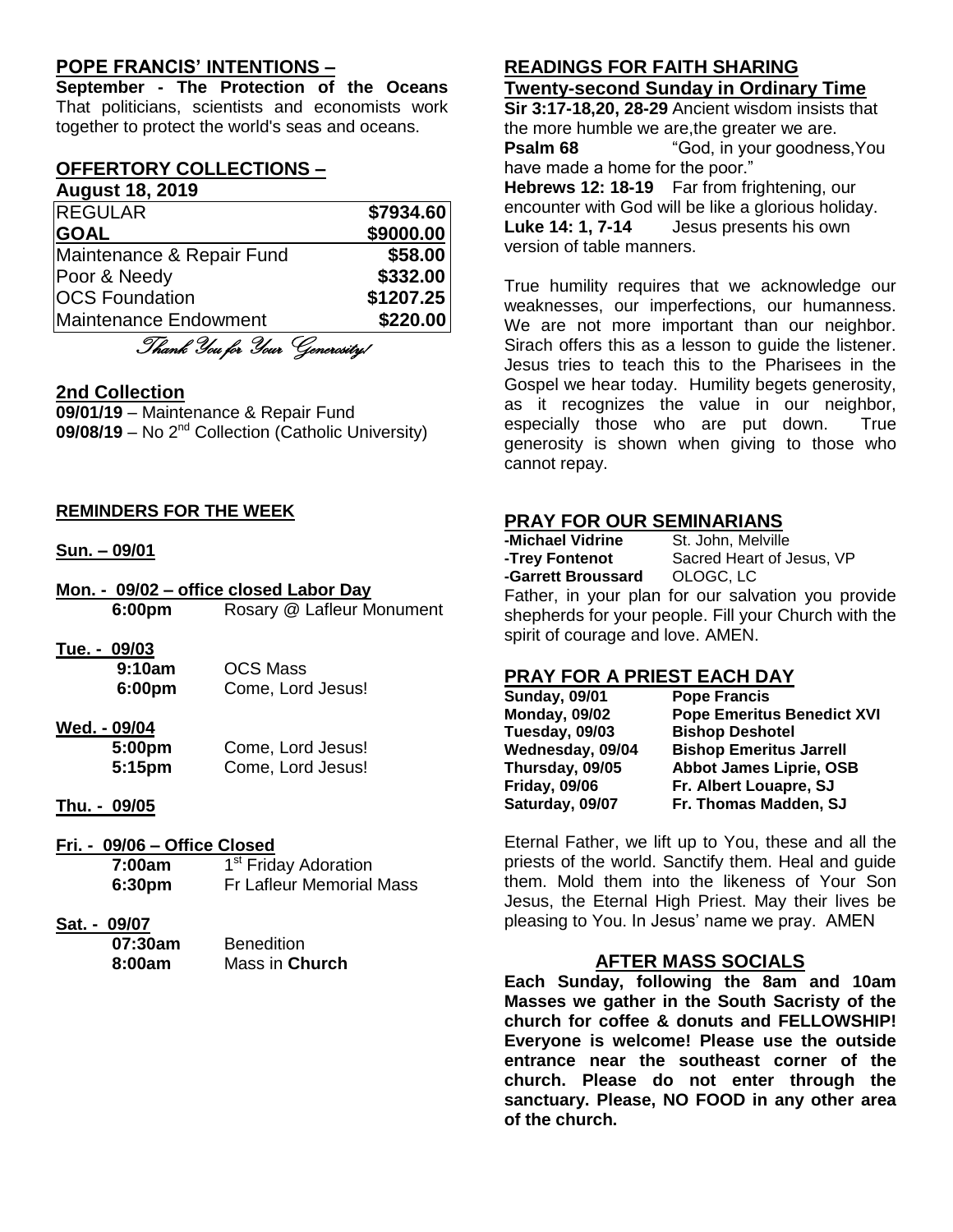## POPE FRANCIS' INTENTIONS –

**September - The Protection of the Oceans** That politicians, scientists and economists work together to protect the world's seas and oceans.

## OFFERTORY COLLECTIONS –

**August 18, 2019**

| REGULAR | $7934.60 |
|---|---|
| **GOAL** | **$9000.00** |
| Maintenance & Repair Fund | $58.00 |
| Poor & Needy | $332.00 |
| OCS Foundation | $1207.25 |
| Maintenance Endowment | $220.00 |

*Thank You for Your Generosity!*

## 2nd Collection

**09/01/19** – Maintenance & Repair Fund
**09/08/19** – No 2nd Collection (Catholic University)

## REMINDERS FOR THE WEEK

**Sun. – 09/01**

**Mon. - 09/02 – office closed Labor Day**
**6:00pm** Rosary @ Lafleur Monument

**Tue. - 09/03**
**9:10am** OCS Mass
**6:00pm** Come, Lord Jesus!

**Wed. - 09/04**
**5:00pm** Come, Lord Jesus!
**5:15pm** Come, Lord Jesus!

**Thu. - 09/05**

**Fri. - 09/06 – Office Closed**
**7:00am** 1st Friday Adoration
**6:30pm** Fr Lafleur Memorial Mass

**Sat. - 09/07**
**07:30am** Benediction
**8:00am** Mass in **Church**

## READINGS FOR FAITH SHARING

**Twenty-second Sunday in Ordinary Time**

**Sir 3:17-18,20, 28-29** Ancient wisdom insists that the more humble we are,the greater we are.
**Psalm 68** "God, in your goodness,You have made a home for the poor."
**Hebrews 12: 18-19** Far from frightening, our encounter with God will be like a glorious holiday.
**Luke 14: 1, 7-14** Jesus presents his own version of table manners.

True humility requires that we acknowledge our weaknesses, our imperfections, our humanness. We are not more important than our neighbor. Sirach offers this as a lesson to guide the listener. Jesus tries to teach this to the Pharisees in the Gospel we hear today. Humility begets generosity, as it recognizes the value in our neighbor, especially those who are put down. True generosity is shown when giving to those who cannot repay.

## PRAY FOR OUR SEMINARIANS

**-Michael Vidrine** St. John, Melville
**-Trey Fontenot** Sacred Heart of Jesus, VP
**-Garrett Broussard** OLOGC, LC

Father, in your plan for our salvation you provide shepherds for your people. Fill your Church with the spirit of courage and love. AMEN.

## PRAY FOR A PRIEST EACH DAY

| Sunday, 09/01 | Pope Francis |
|---|---|
| Monday, 09/02 | Pope Emeritus Benedict XVI |
| Tuesday, 09/03 | Bishop Deshotel |
| Wednesday, 09/04 | Bishop Emeritus Jarrell |
| Thursday, 09/05 | Abbot James Liprie, OSB |
| Friday, 09/06 | Fr. Albert Louapre, SJ |
| Saturday, 09/07 | Fr. Thomas Madden, SJ |

Eternal Father, we lift up to You, these and all the priests of the world. Sanctify them. Heal and guide them. Mold them into the likeness of Your Son Jesus, the Eternal High Priest. May their lives be pleasing to You. In Jesus' name we pray. AMEN

## AFTER MASS SOCIALS

**Each Sunday, following the 8am and 10am Masses we gather in the South Sacristy of the church for coffee & donuts and FELLOWSHIP! Everyone is welcome! Please use the outside entrance near the southeast corner of the church. Please do not enter through the sanctuary. Please, NO FOOD in any other area of the church.**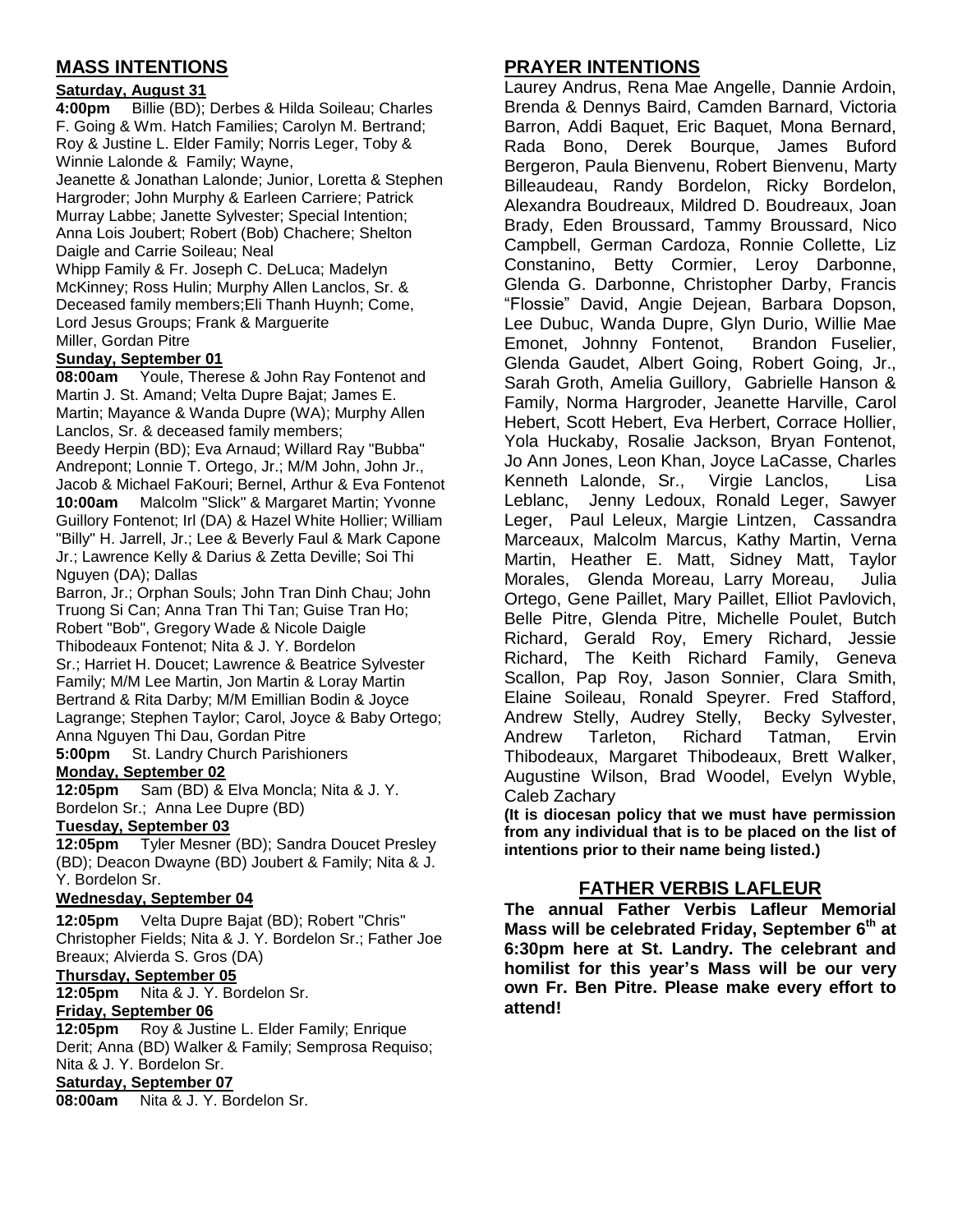## MASS INTENTIONS

**Saturday, August 31**

**4:00pm** Billie (BD); Derbes & Hilda Soileau; Charles F. Going & Wm. Hatch Families; Carolyn M. Bertrand; Roy & Justine L. Elder Family; Norris Leger, Toby & Winnie Lalonde & Family; Wayne, Jeanette & Jonathan Lalonde; Junior, Loretta & Stephen Hargroder; John Murphy & Earleen Carriere; Patrick Murray Labbe; Janette Sylvester; Special Intention; Anna Lois Joubert; Robert (Bob) Chachere; Shelton Daigle and Carrie Soileau; Neal Whipp Family & Fr. Joseph C. DeLuca; Madelyn McKinney; Ross Hulin; Murphy Allen Lanclos, Sr. & Deceased family members;Eli Thanh Huynh; Come, Lord Jesus Groups; Frank & Marguerite Miller, Gordan Pitre

**Sunday, September 01**

**08:00am** Youle, Therese & John Ray Fontenot and Martin J. St. Amand; Velta Dupre Bajat; James E. Martin; Mayance & Wanda Dupre (WA); Murphy Allen Lanclos, Sr. & deceased family members; Beedy Herpin (BD); Eva Arnaud; Willard Ray "Bubba" Andrepont; Lonnie T. Ortego, Jr.; M/M John, John Jr., Jacob & Michael FaKouri; Bernel, Arthur & Eva Fontenot

**10:00am** Malcolm "Slick" & Margaret Martin; Yvonne Guillory Fontenot; Irl (DA) & Hazel White Hollier; William "Billy" H. Jarrell, Jr.; Lee & Beverly Faul & Mark Capone Jr.; Lawrence Kelly & Darius & Zetta Deville; Soi Thi Nguyen (DA); Dallas Barron, Jr.; Orphan Souls; John Tran Dinh Chau; John Truong Si Can; Anna Tran Thi Tan; Guise Tran Ho; Robert "Bob", Gregory Wade & Nicole Daigle Thibodeaux Fontenot; Nita & J. Y. Bordelon Sr.; Harriet H. Doucet; Lawrence & Beatrice Sylvester Family; M/M Lee Martin, Jon Martin & Loray Martin Bertrand & Rita Darby; M/M Emillian Bodin & Joyce Lagrange; Stephen Taylor; Carol, Joyce & Baby Ortego; Anna Nguyen Thi Dau, Gordan Pitre

**5:00pm** St. Landry Church Parishioners

**Monday, September 02**

**12:05pm** Sam (BD) & Elva Moncla; Nita & J. Y. Bordelon Sr.; Anna Lee Dupre (BD)

**Tuesday, September 03**

**12:05pm** Tyler Mesner (BD); Sandra Doucet Presley (BD); Deacon Dwayne (BD) Joubert & Family; Nita & J. Y. Bordelon Sr.

**Wednesday, September 04**

**12:05pm** Velta Dupre Bajat (BD); Robert "Chris" Christopher Fields; Nita & J. Y. Bordelon Sr.; Father Joe Breaux; Alvierda S. Gros (DA)

**Thursday, September 05**

**12:05pm** Nita & J. Y. Bordelon Sr.

**Friday, September 06**

**12:05pm** Roy & Justine L. Elder Family; Enrique Derit; Anna (BD) Walker & Family; Semprosa Requiso; Nita & J. Y. Bordelon Sr.

**Saturday, September 07**

**08:00am** Nita & J. Y. Bordelon Sr.

## PRAYER INTENTIONS

Laurey Andrus, Rena Mae Angelle, Dannie Ardoin, Brenda & Dennys Baird, Camden Barnard, Victoria Barron, Addi Baquet, Eric Baquet, Mona Bernard, Rada Bono, Derek Bourque, James Buford Bergeron, Paula Bienvenu, Robert Bienvenu, Marty Billeaudeau, Randy Bordelon, Ricky Bordelon, Alexandra Boudreaux, Mildred D. Boudreaux, Joan Brady, Eden Broussard, Tammy Broussard, Nico Campbell, German Cardoza, Ronnie Collette, Liz Constanino, Betty Cormier, Leroy Darbonne, Glenda G. Darbonne, Christopher Darby, Francis "Flossie" David, Angie Dejean, Barbara Dopson, Lee Dubuc, Wanda Dupre, Glyn Durio, Willie Mae Emonet, Johnny Fontenot, Brandon Fuselier, Glenda Gaudet, Albert Going, Robert Going, Jr., Sarah Groth, Amelia Guillory, Gabrielle Hanson & Family, Norma Hargroder, Jeanette Harville, Carol Hebert, Scott Hebert, Eva Herbert, Corrace Hollier, Yola Huckaby, Rosalie Jackson, Bryan Fontenot, Jo Ann Jones, Leon Khan, Joyce LaCasse, Charles Kenneth Lalonde, Sr., Virgie Lanclos, Lisa Leblanc, Jenny Ledoux, Ronald Leger, Sawyer Leger, Paul Leleux, Margie Lintzen, Cassandra Marceaux, Malcolm Marcus, Kathy Martin, Verna Martin, Heather E. Matt, Sidney Matt, Taylor Morales, Glenda Moreau, Larry Moreau, Julia Ortego, Gene Paillet, Mary Paillet, Elliot Pavlovich, Belle Pitre, Glenda Pitre, Michelle Poulet, Butch Richard, Gerald Roy, Emery Richard, Jessie Richard, The Keith Richard Family, Geneva Scallon, Pap Roy, Jason Sonnier, Clara Smith, Elaine Soileau, Ronald Speyrer. Fred Stafford, Andrew Stelly, Audrey Stelly, Becky Sylvester, Andrew Tarleton, Richard Tatman, Ervin Thibodeaux, Margaret Thibodeaux, Brett Walker, Augustine Wilson, Brad Woodel, Evelyn Wyble, Caleb Zachary

**(It is diocesan policy that we must have permission from any individual that is to be placed on the list of intentions prior to their name being listed.)**

## FATHER VERBIS LAFLEUR

**The annual Father Verbis Lafleur Memorial Mass will be celebrated Friday, September 6th at 6:30pm here at St. Landry. The celebrant and homilist for this year's Mass will be our very own Fr. Ben Pitre. Please make every effort to attend!**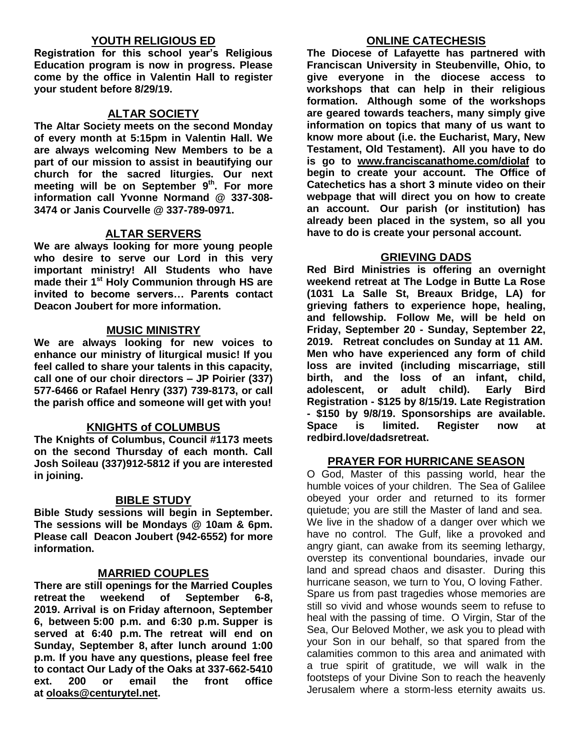## YOUTH RELIGIOUS ED

**Registration for this school year's Religious Education program is now in progress. Please come by the office in Valentin Hall to register your student before 8/29/19.**

## ALTAR SOCIETY

**The Altar Society meets on the second Monday of every month at 5:15pm in Valentin Hall. We are always welcoming New Members to be a part of our mission to assist in beautifying our church for the sacred liturgies. Our next meeting will be on September 9th. For more information call Yvonne Normand @ 337-308-3474 or Janis Courvelle @ 337-789-0971.**

## ALTAR SERVERS

**We are always looking for more young people who desire to serve our Lord in this very important ministry! All Students who have made their 1st Holy Communion through HS are invited to become servers… Parents contact Deacon Joubert for more information.**

## MUSIC MINISTRY

**We are always looking for new voices to enhance our ministry of liturgical music! If you feel called to share your talents in this capacity, call one of our choir directors – JP Poirier (337) 577-6466 or Rafael Henry (337) 739-8173, or call the parish office and someone will get with you!**

## KNIGHTS of COLUMBUS

**The Knights of Columbus, Council #1173 meets on the second Thursday of each month. Call Josh Soileau (337)912-5812 if you are interested in joining.**

## BIBLE STUDY

**Bible Study sessions will begin in September. The sessions will be Mondays @ 10am & 6pm. Please call Deacon Joubert (942-6552) for more information.**

## MARRIED COUPLES

**There are still openings for the Married Couples retreat the weekend of September 6-8, 2019. Arrival is on Friday afternoon, September 6, between 5:00 p.m. and 6:30 p.m. Supper is served at 6:40 p.m. The retreat will end on Sunday, September 8, after lunch around 1:00 p.m. If you have any questions, please feel free to contact Our Lady of the Oaks at 337-662-5410 ext. 200 or email the front office at oloaks@centurytel.net.**

## ONLINE CATECHESIS

**The Diocese of Lafayette has partnered with Franciscan University in Steubenville, Ohio, to give everyone in the diocese access to workshops that can help in their religious formation. Although some of the workshops are geared towards teachers, many simply give information on topics that many of us want to know more about (i.e. the Eucharist, Mary, New Testament, Old Testament). All you have to do is go to www.franciscanathome.com/diolaf to begin to create your account. The Office of Catechetics has a short 3 minute video on their webpage that will direct you on how to create an account. Our parish (or institution) has already been placed in the system, so all you have to do is create your personal account.**

## GRIEVING DADS

**Red Bird Ministries is offering an overnight weekend retreat at The Lodge in Butte La Rose (1031 La Salle St, Breaux Bridge, LA) for grieving fathers to experience hope, healing, and fellowship. Follow Me, will be held on Friday, September 20 - Sunday, September 22, 2019. Retreat concludes on Sunday at 11 AM. Men who have experienced any form of child loss are invited (including miscarriage, still birth, and the loss of an infant, child, adolescent, or adult child). Early Bird Registration - $125 by 8/15/19. Late Registration - $150 by 9/8/19. Sponsorships are available. Space is limited. Register now at redbird.love/dadsretreat.**

## PRAYER FOR HURRICANE SEASON

O God, Master of this passing world, hear the humble voices of your children. The Sea of Galilee obeyed your order and returned to its former quietude; you are still the Master of land and sea. We live in the shadow of a danger over which we have no control. The Gulf, like a provoked and angry giant, can awake from its seeming lethargy, overstep its conventional boundaries, invade our land and spread chaos and disaster. During this hurricane season, we turn to You, O loving Father. Spare us from past tragedies whose memories are still so vivid and whose wounds seem to refuse to heal with the passing of time. O Virgin, Star of the Sea, Our Beloved Mother, we ask you to plead with your Son in our behalf, so that spared from the calamities common to this area and animated with a true spirit of gratitude, we will walk in the footsteps of your Divine Son to reach the heavenly Jerusalem where a storm-less eternity awaits us.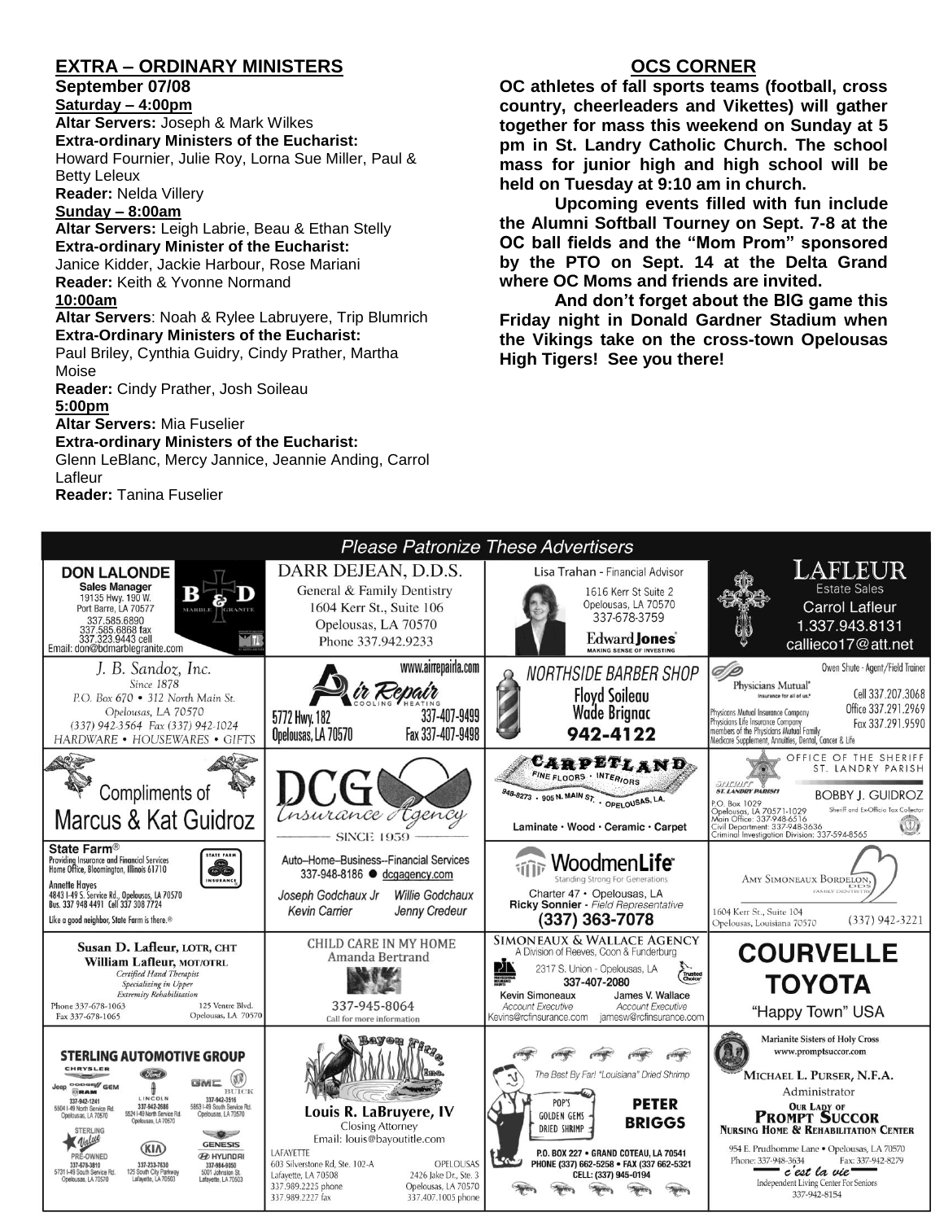## EXTRA – ORDINARY MINISTERS

**September 07/08**

**Saturday – 4:00pm**

**Altar Servers:** Joseph & Mark Wilkes

**Extra-ordinary Ministers of the Eucharist:** Howard Fournier, Julie Roy, Lorna Sue Miller, Paul & Betty Leleux

**Reader:** Nelda Villery

**Sunday – 8:00am**

**Altar Servers:** Leigh Labrie, Beau & Ethan Stelly

**Extra-ordinary Minister of the Eucharist:** Janice Kidder, Jackie Harbour, Rose Mariani

**Reader:** Keith & Yvonne Normand

**10:00am**

**Altar Servers**: Noah & Rylee Labruyere, Trip Blumrich

**Extra-Ordinary Ministers of the Eucharist:** Paul Briley, Cynthia Guidry, Cindy Prather, Martha Moise

**Reader:** Cindy Prather, Josh Soileau

**5:00pm**

**Altar Servers:** Mia Fuselier

**Extra-ordinary Ministers of the Eucharist:** Glenn LeBlanc, Mercy Jannice, Jeannie Anding, Carrol Lafleur

**Reader:** Tanina Fuselier

## OCS CORNER

**OC athletes of fall sports teams (football, cross country, cheerleaders and Vikettes) will gather together for mass this weekend on Sunday at 5 pm in St. Landry Catholic Church. The school mass for junior high and high school will be held on Tuesday at 9:10 am in church.**

**Upcoming events filled with fun include the Alumni Softball Tourney on Sept. 7-8 at the OC ball fields and the "Mom Prom" sponsored by the PTO on Sept. 14 at the Delta Grand where OC Moms and friends are invited.**

**And don't forget about the BIG game this Friday night in Donald Gardner Stadium when the Vikings take on the cross-town Opelousas High Tigers! See you there!**

## Please Patronize These Advertisers

**DON LALONDE** – Sales Manager – B & D Marble Granite – 19135 Hwy. 190 W., Port Barre, LA 70577 – 337.585.6890, 337.585.6868 fax, 337.323.9443 cell – Email: don@bdmarblegranite.com

**DARR DEJEAN, D.D.S.** – General & Family Dentistry – 1604 Kerr St., Suite 106, Opelousas, LA 70570 – Phone 337.942.9233

**Lisa Trahan** - Financial Advisor – 1616 Kerr St Suite 2, Opelousas, LA 70570 – 337-678-3759 – Edward Jones, Making Sense of Investing

**LAFLEUR Estate Sales** – Carrol Lafleur – 1.337.943.8131 – callieco17@att.net

**J. B. Sandoz, Inc.** – Since 1878 – P.O. Box 670 • 312 North Main St., Opelousas, LA 70570 – (337) 942-3564 Fax (337) 942-1024 – HARDWARE • HOUSEWARES • GIFTS

**Air Repair** Cooling • Heating – www.airrepairla.com – 5772 Hwy. 182, Opelousas, LA 70570 – 337-407-9499, Fax 337-407-9498

**NORTHSIDE BARBER SHOP** – Floyd Soileau, Wade Brignac – 942-4122

**Physicians Mutual** – Owen Shute - Agent/Field Trainer – Cell 337.207.3068, Office 337.291.2969, Fax 337.291.9590 – Physicians Mutual Insurance Company, Physicians Life Insurance Company, members of the Physicians Mutual Family – Medicare Supplement, Annuities, Dental, Cancer & Life

**Compliments of Marcus & Kat Guidroz**

**DCG Insurance Agency** – Since 1959 – Auto–Home–Business--Financial Services – 337-948-8186 • dcgagency.com – Joseph Godchaux Jr, Willie Godchaux, Kevin Carrier, Jenny Credeur

**CARPETLAND** – Fine Floors • Interiors – 948-8273 • 905 N. Main St. • Opelousas, LA. – Laminate • Wood • Ceramic • Carpet

**OFFICE OF THE SHERIFF ST. LANDRY PARISH** – BOBBY J. GUIDROZ, Sheriff and Ex-Officio Tax Collector – P.O. Box 1029, Opelousas, LA 70571-1029 – Main Office: 337-948-6516 – Civil Department: 337-948-3636 – Criminal Investigation Division: 337-594-8565

**State Farm®** – Providing Insurance and Financial Services, Home Office, Bloomington, Illinois 61710 – Annette Hayes – 4843 I-49 S. Service Rd., Opelousas, LA 70570 – Bus. 337 948 4491 Cell 337 308 7724 – Like a good neighbor, State Farm is there.®

**WoodmenLife** – Standing Strong For Generations – Charter 47 • Opelousas, LA – Ricky Sonnier - Field Representative – (337) 363-7078

**AMY SIMONEAUX BORDELON, DDS** – Family Dentistry – 1604 Kerr St., Suite 104, Opelousas, Louisiana 70570 – (337) 942-3221

**Susan D. Lafleur, LOTR, CHT** – **William Lafleur, MOT/OTRL** – Certified Hand Therapist, Specializing in Upper Extremity Rehabilitation – Phone 337-678-1063, Fax 337-678-1065 – 125 Ventre Blvd., Opelousas, LA 70570

**CHILD CARE IN MY HOME** – Amanda Bertrand – 337-945-8064 – Call for more information

**SIMONEAUX & WALLACE AGENCY** – A Division of Reeves, Coon & Funderburg – 2317 S. Union - Opelousas, LA – 337-407-2080 – Kevin Simoneaux, Account Executive, Kevins@rcfinsurance.com – James V. Wallace, Account Executive, jamesw@rcfinsurance.com

**COURVELLE TOYOTA** – "Happy Town" USA

**STERLING AUTOMOTIVE GROUP** – Chrysler, Jeep, Dodge, Ram: 337-942-1241, 5504 I-49 North Service Rd., Opelousas, LA 70570 – Ford, Lincoln: 337-942-2686, 5524 I-49 North Service Rd., Opelousas, LA 70570 – GMC, Buick: 337-942-3516, 5853 I-49 South Service Rd., Opelousas, LA 70570 – Sterling Value Pre-Owned: 337-678-3810, 5731 I-49 South Service Rd., Opelousas, LA 70570 – Kia: 337-233-7630, 125 South City Parkway, Lafayette, LA 70503 – Genesis, Hyundai: 337-984-9050, 5001 Johnston St., Lafayette, LA 70503

**Bayou Title, Inc.** – Louis R. LaBruyere, IV – Closing Attorney – Email: louis@bayoutitle.com – Lafayette: 603 Silverstone Rd, Ste. 102-A, Lafayette, LA 70508, 337.989.2225 phone, 337.989.2227 fax – Opelousas: 2426 Jake Dr., Ste. 3, Opelousas, LA 70570, 337.407.1005 phone

**The Best By Far! "Louisiana" Dried Shrimp** – Pop's Golden Gems Dried Shrimp – PETER BRIGGS – P.O. BOX 227 • GRAND COTEAU, LA 70541 – PHONE (337) 662-5258 • FAX (337) 662-5321 – CELL: (337) 945-0194

**Marianite Sisters of Holy Cross** – www.promptsuccor.com – MICHAEL L. PURSER, N.F.A., Administrator – OUR LADY OF PROMPT SUCCOR NURSING HOME & REHABILITATION CENTER – 954 E. Prudhomme Lane • Opelousas, LA 70570 – Phone: 337-948-3634, Fax: 337-942-8279 – c'est la vie – Independent Living Center For Seniors – 337-942-8154